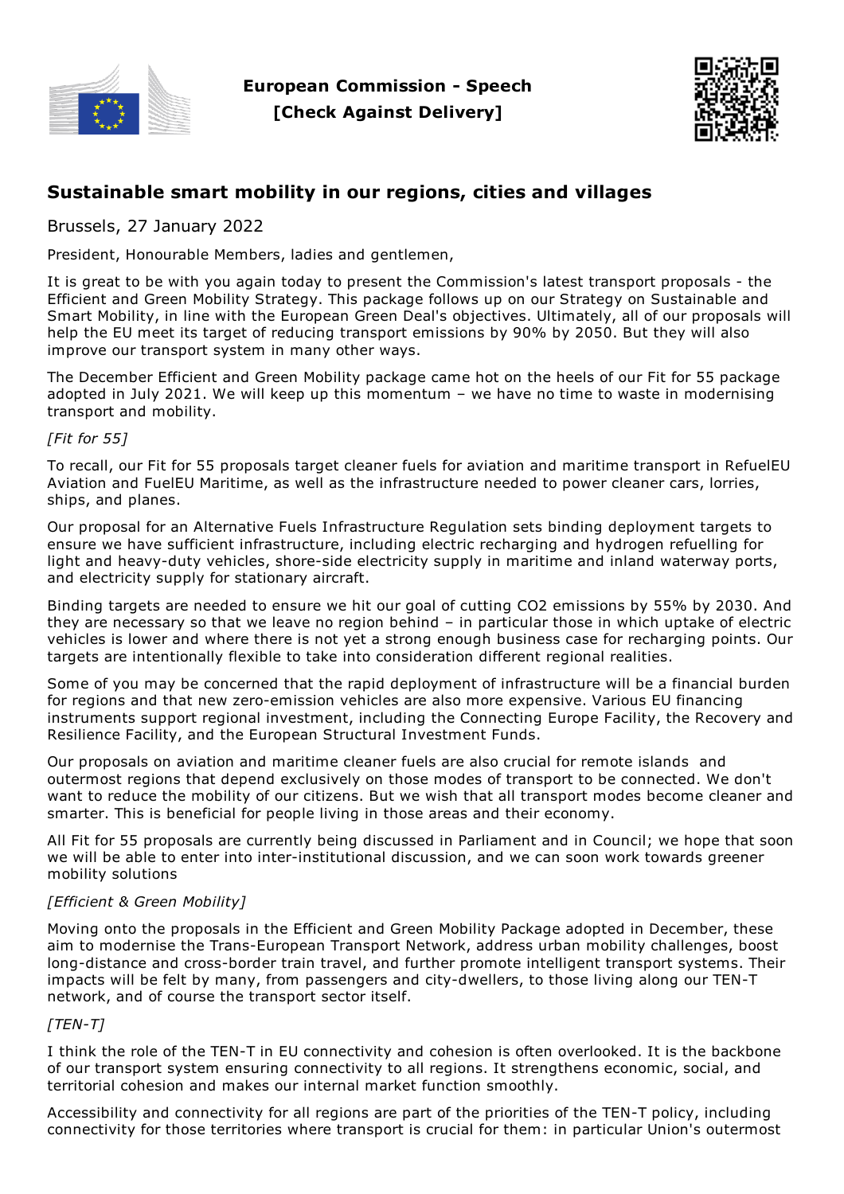**European Commission - Speech**
**[Check Against Delivery]**

## Sustainable smart mobility in our regions, cities and villages

Brussels, 27 January 2022

President, Honourable Members, ladies and gentlemen,

It is great to be with you again today to present the Commission's latest transport proposals - the Efficient and Green Mobility Strategy. This package follows up on our Strategy on Sustainable and Smart Mobility, in line with the European Green Deal's objectives. Ultimately, all of our proposals will help the EU meet its target of reducing transport emissions by 90% by 2050. But they will also improve our transport system in many other ways.

The December Efficient and Green Mobility package came hot on the heels of our Fit for 55 package adopted in July 2021. We will keep up this momentum – we have no time to waste in modernising transport and mobility.

*[Fit for 55]*

To recall, our Fit for 55 proposals target cleaner fuels for aviation and maritime transport in RefuelEU Aviation and FuelEU Maritime, as well as the infrastructure needed to power cleaner cars, lorries, ships, and planes.

Our proposal for an Alternative Fuels Infrastructure Regulation sets binding deployment targets to ensure we have sufficient infrastructure, including electric recharging and hydrogen refuelling for light and heavy-duty vehicles, shore-side electricity supply in maritime and inland waterway ports, and electricity supply for stationary aircraft.

Binding targets are needed to ensure we hit our goal of cutting CO2 emissions by 55% by 2030. And they are necessary so that we leave no region behind – in particular those in which uptake of electric vehicles is lower and where there is not yet a strong enough business case for recharging points. Our targets are intentionally flexible to take into consideration different regional realities.

Some of you may be concerned that the rapid deployment of infrastructure will be a financial burden for regions and that new zero-emission vehicles are also more expensive. Various EU financing instruments support regional investment, including the Connecting Europe Facility, the Recovery and Resilience Facility, and the European Structural Investment Funds.

Our proposals on aviation and maritime cleaner fuels are also crucial for remote islands and outermost regions that depend exclusively on those modes of transport to be connected. We don't want to reduce the mobility of our citizens. But we wish that all transport modes become cleaner and smarter. This is beneficial for people living in those areas and their economy.

All Fit for 55 proposals are currently being discussed in Parliament and in Council; we hope that soon we will be able to enter into inter-institutional discussion, and we can soon work towards greener mobility solutions

*[Efficient & Green Mobility]*

Moving onto the proposals in the Efficient and Green Mobility Package adopted in December, these aim to modernise the Trans-European Transport Network, address urban mobility challenges, boost long-distance and cross-border train travel, and further promote intelligent transport systems. Their impacts will be felt by many, from passengers and city-dwellers, to those living along our TEN-T network, and of course the transport sector itself.

*[TEN-T]*

I think the role of the TEN-T in EU connectivity and cohesion is often overlooked. It is the backbone of our transport system ensuring connectivity to all regions. It strengthens economic, social, and territorial cohesion and makes our internal market function smoothly.

Accessibility and connectivity for all regions are part of the priorities of the TEN-T policy, including connectivity for those territories where transport is crucial for them: in particular Union's outermost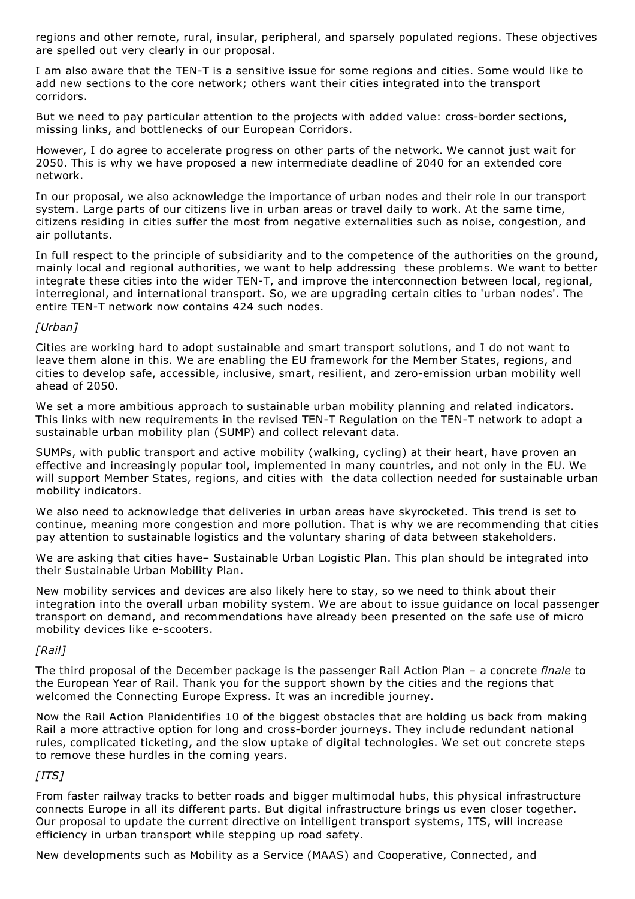regions and other remote, rural, insular, peripheral, and sparsely populated regions. These objectives are spelled out very clearly in our proposal.

I am also aware that the TEN-T is a sensitive issue for some regions and cities. Some would like to add new sections to the core network; others want their cities integrated into the transport corridors.

But we need to pay particular attention to the projects with added value: cross-border sections, missing links, and bottlenecks of our European Corridors.

However, I do agree to accelerate progress on other parts of the network. We cannot just wait for 2050. This is why we have proposed a new intermediate deadline of 2040 for an extended core network.

In our proposal, we also acknowledge the importance of urban nodes and their role in our transport system. Large parts of our citizens live in urban areas or travel daily to work. At the same time, citizens residing in cities suffer the most from negative externalities such as noise, congestion, and air pollutants.

In full respect to the principle of subsidiarity and to the competence of the authorities on the ground, mainly local and regional authorities, we want to help addressing these problems. We want to better integrate these cities into the wider TEN-T, and improve the interconnection between local, regional, interregional, and international transport. So, we are upgrading certain cities to 'urban nodes'. The entire TEN-T network now contains 424 such nodes.

*[Urban]*

Cities are working hard to adopt sustainable and smart transport solutions, and I do not want to leave them alone in this. We are enabling the EU framework for the Member States, regions, and cities to develop safe, accessible, inclusive, smart, resilient, and zero-emission urban mobility well ahead of 2050.

We set a more ambitious approach to sustainable urban mobility planning and related indicators. This links with new requirements in the revised TEN-T Regulation on the TEN-T network to adopt a sustainable urban mobility plan (SUMP) and collect relevant data.

SUMPs, with public transport and active mobility (walking, cycling) at their heart, have proven an effective and increasingly popular tool, implemented in many countries, and not only in the EU. We will support Member States, regions, and cities with the data collection needed for sustainable urban mobility indicators.

We also need to acknowledge that deliveries in urban areas have skyrocketed. This trend is set to continue, meaning more congestion and more pollution. That is why we are recommending that cities pay attention to sustainable logistics and the voluntary sharing of data between stakeholders.

We are asking that cities have– Sustainable Urban Logistic Plan. This plan should be integrated into their Sustainable Urban Mobility Plan.

New mobility services and devices are also likely here to stay, so we need to think about their integration into the overall urban mobility system. We are about to issue guidance on local passenger transport on demand, and recommendations have already been presented on the safe use of micro mobility devices like e-scooters.

*[Rail]*

The third proposal of the December package is the passenger Rail Action Plan – a concrete *finale* to the European Year of Rail. Thank you for the support shown by the cities and the regions that welcomed the Connecting Europe Express. It was an incredible journey.

Now the Rail Action Planidentifies 10 of the biggest obstacles that are holding us back from making Rail a more attractive option for long and cross-border journeys. They include redundant national rules, complicated ticketing, and the slow uptake of digital technologies. We set out concrete steps to remove these hurdles in the coming years.

*[ITS]*

From faster railway tracks to better roads and bigger multimodal hubs, this physical infrastructure connects Europe in all its different parts. But digital infrastructure brings us even closer together. Our proposal to update the current directive on intelligent transport systems, ITS, will increase efficiency in urban transport while stepping up road safety.

New developments such as Mobility as a Service (MAAS) and Cooperative, Connected, and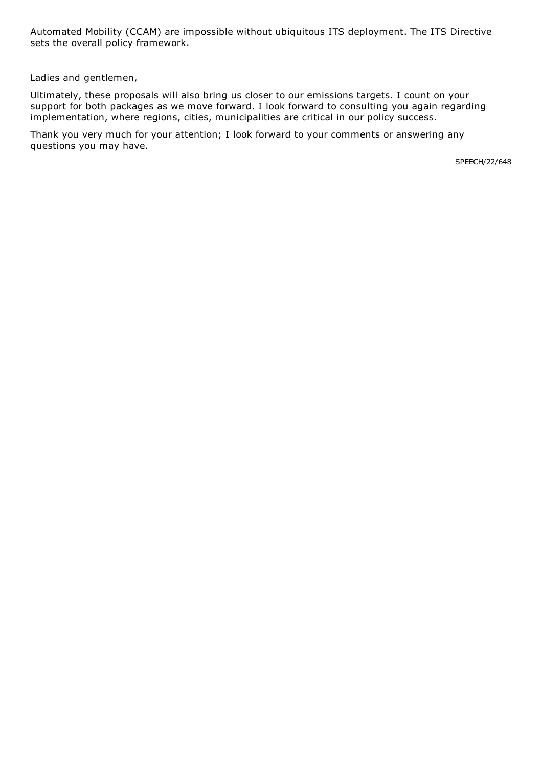Automated Mobility (CCAM) are impossible without ubiquitous ITS deployment. The ITS Directive sets the overall policy framework.

Ladies and gentlemen,

Ultimately, these proposals will also bring us closer to our emissions targets. I count on your support for both packages as we move forward. I look forward to consulting you again regarding implementation, where regions, cities, municipalities are critical in our policy success.

Thank you very much for your attention; I look forward to your comments or answering any questions you may have.

SPEECH/22/648